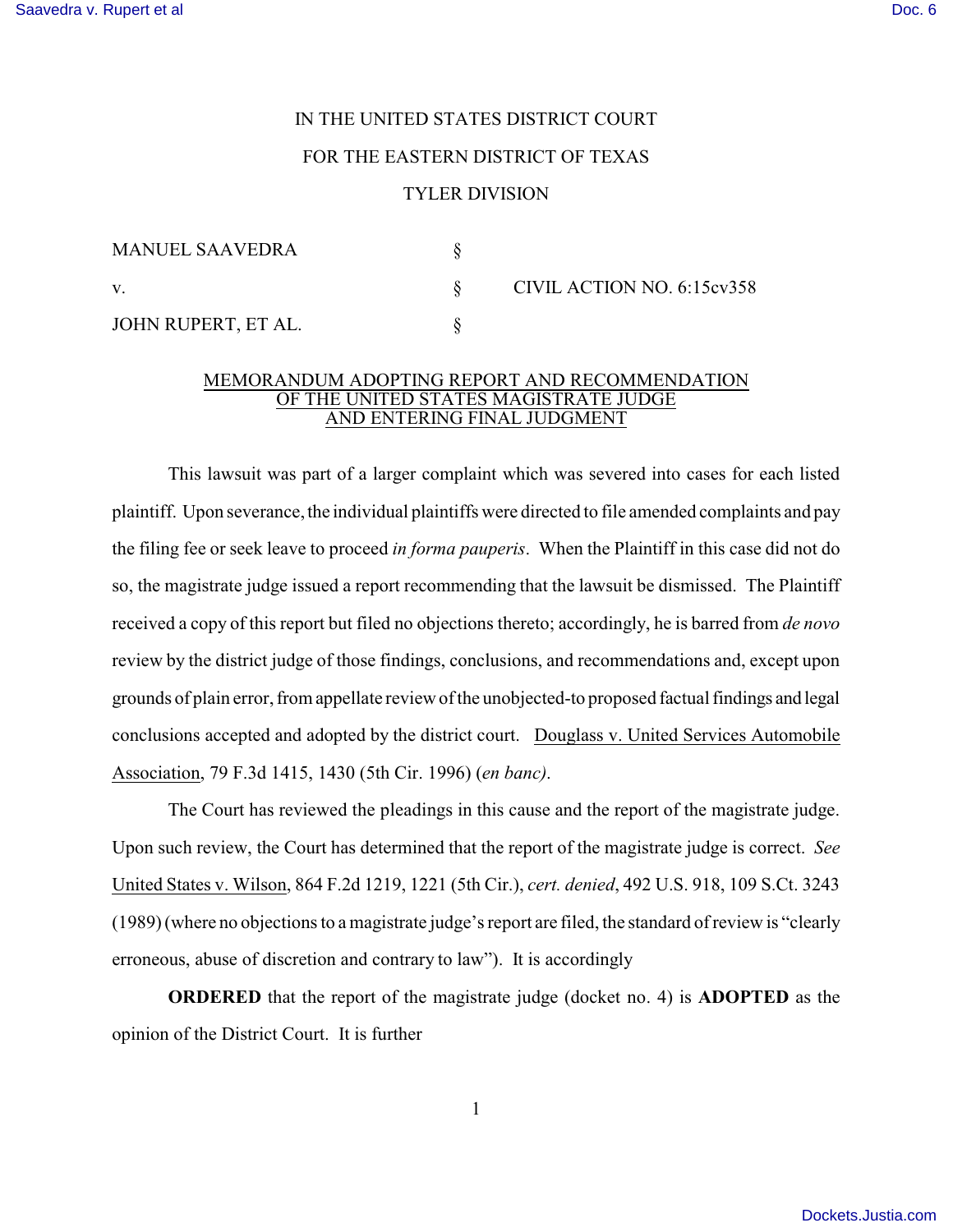IN THE UNITED STATES DISTRICT COURT

FOR THE EASTERN DISTRICT OF TEXAS

TYLER DIVISION

| | | |
|---|---|---|
| MANUEL SAAVEDRA | § | |
| v. | § | CIVIL ACTION NO. 6:15cv358 |
| JOHN RUPERT, ET AL. | § | |

MEMORANDUM ADOPTING REPORT AND RECOMMENDATION
OF THE UNITED STATES MAGISTRATE JUDGE
AND ENTERING FINAL JUDGMENT

This lawsuit was part of a larger complaint which was severed into cases for each listed plaintiff. Upon severance, the individual plaintiffs were directed to file amended complaints and pay the filing fee or seek leave to proceed *in forma pauperis*. When the Plaintiff in this case did not do so, the magistrate judge issued a report recommending that the lawsuit be dismissed. The Plaintiff received a copy of this report but filed no objections thereto; accordingly, he is barred from *de novo* review by the district judge of those findings, conclusions, and recommendations and, except upon grounds of plain error, from appellate review of the unobjected-to proposed factual findings and legal conclusions accepted and adopted by the district court. Douglass v. United Services Automobile Association, 79 F.3d 1415, 1430 (5th Cir. 1996) (*en banc)*.

The Court has reviewed the pleadings in this cause and the report of the magistrate judge. Upon such review, the Court has determined that the report of the magistrate judge is correct. *See* United States v. Wilson, 864 F.2d 1219, 1221 (5th Cir.), *cert. denied*, 492 U.S. 918, 109 S.Ct. 3243 (1989) (where no objections to a magistrate judge's report are filed, the standard of review is "clearly erroneous, abuse of discretion and contrary to law"). It is accordingly

**ORDERED** that the report of the magistrate judge (docket no. 4) is **ADOPTED** as the opinion of the District Court. It is further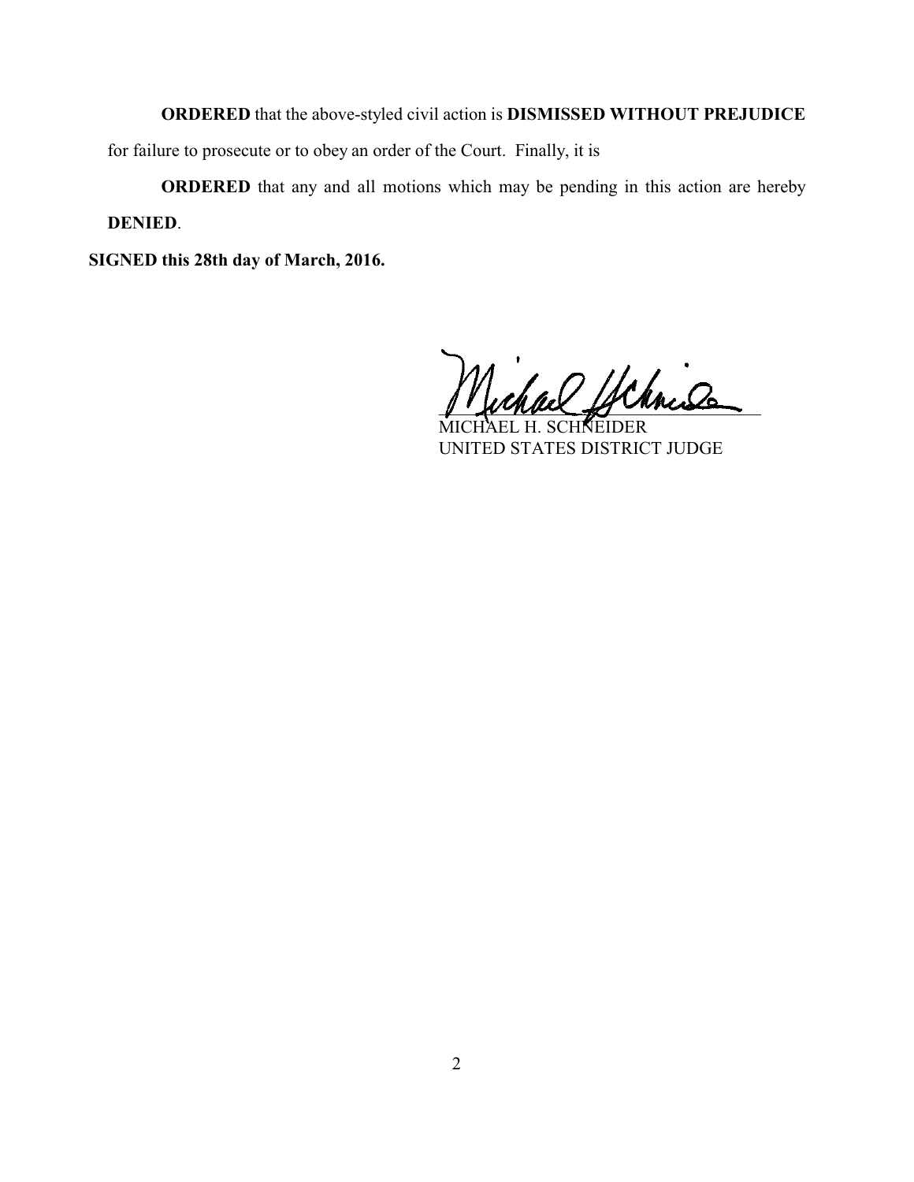**ORDERED** that the above-styled civil action is **DISMISSED WITHOUT PREJUDICE** for failure to prosecute or to obey an order of the Court. Finally, it is

**ORDERED** that any and all motions which may be pending in this action are hereby **DENIED**.

**SIGNED this 28th day of March, 2016.**

MICHAEL H. SCHNEIDER
UNITED STATES DISTRICT JUDGE